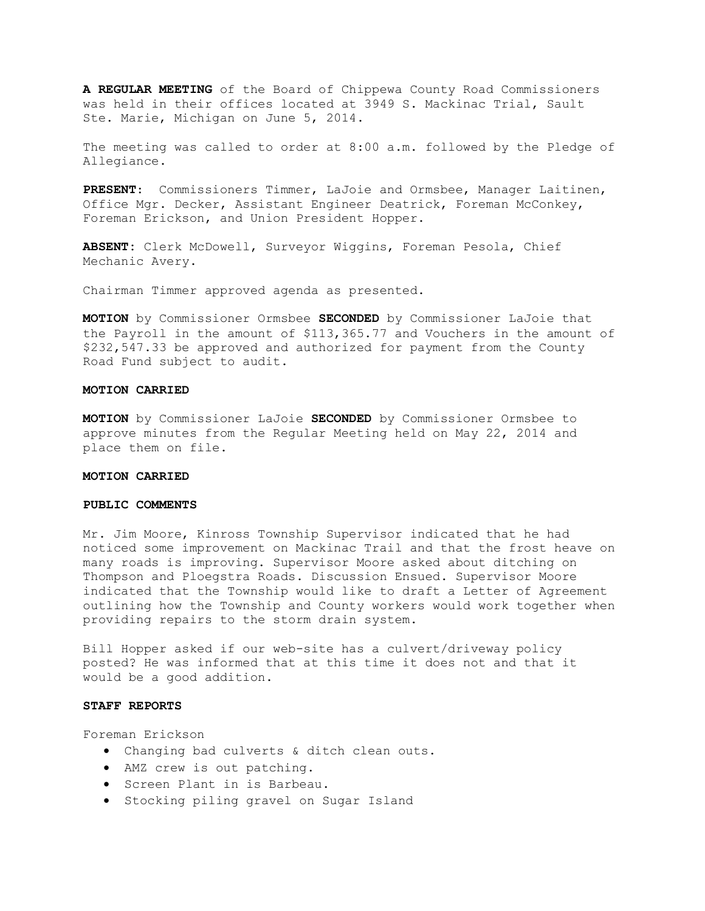**A REGULAR MEETING** of the Board of Chippewa County Road Commissioners was held in their offices located at 3949 S. Mackinac Trial, Sault Ste. Marie, Michigan on June 5, 2014.

The meeting was called to order at 8:00 a.m. followed by the Pledge of Allegiance.

**PRESENT:** Commissioners Timmer, LaJoie and Ormsbee, Manager Laitinen, Office Mgr. Decker, Assistant Engineer Deatrick, Foreman McConkey, Foreman Erickson, and Union President Hopper.

**ABSENT:** Clerk McDowell, Surveyor Wiggins, Foreman Pesola, Chief Mechanic Avery.

Chairman Timmer approved agenda as presented.

**MOTION** by Commissioner Ormsbee **SECONDED** by Commissioner LaJoie that the Payroll in the amount of $113,365.77 and Vouchers in the amount of $232,547.33 be approved and authorized for payment from the County Road Fund subject to audit.

**MOTION CARRIED**

**MOTION** by Commissioner LaJoie **SECONDED** by Commissioner Ormsbee to approve minutes from the Regular Meeting held on May 22, 2014 and place them on file.

**MOTION CARRIED**

**PUBLIC COMMENTS**

Mr. Jim Moore, Kinross Township Supervisor indicated that he had noticed some improvement on Mackinac Trail and that the frost heave on many roads is improving. Supervisor Moore asked about ditching on Thompson and Ploegstra Roads. Discussion Ensued. Supervisor Moore indicated that the Township would like to draft a Letter of Agreement outlining how the Township and County workers would work together when providing repairs to the storm drain system.

Bill Hopper asked if our web-site has a culvert/driveway policy posted? He was informed that at this time it does not and that it would be a good addition.

**STAFF REPORTS**

Foreman Erickson

- Changing bad culverts & ditch clean outs.
- AMZ crew is out patching.
- Screen Plant in is Barbeau.
- Stocking piling gravel on Sugar Island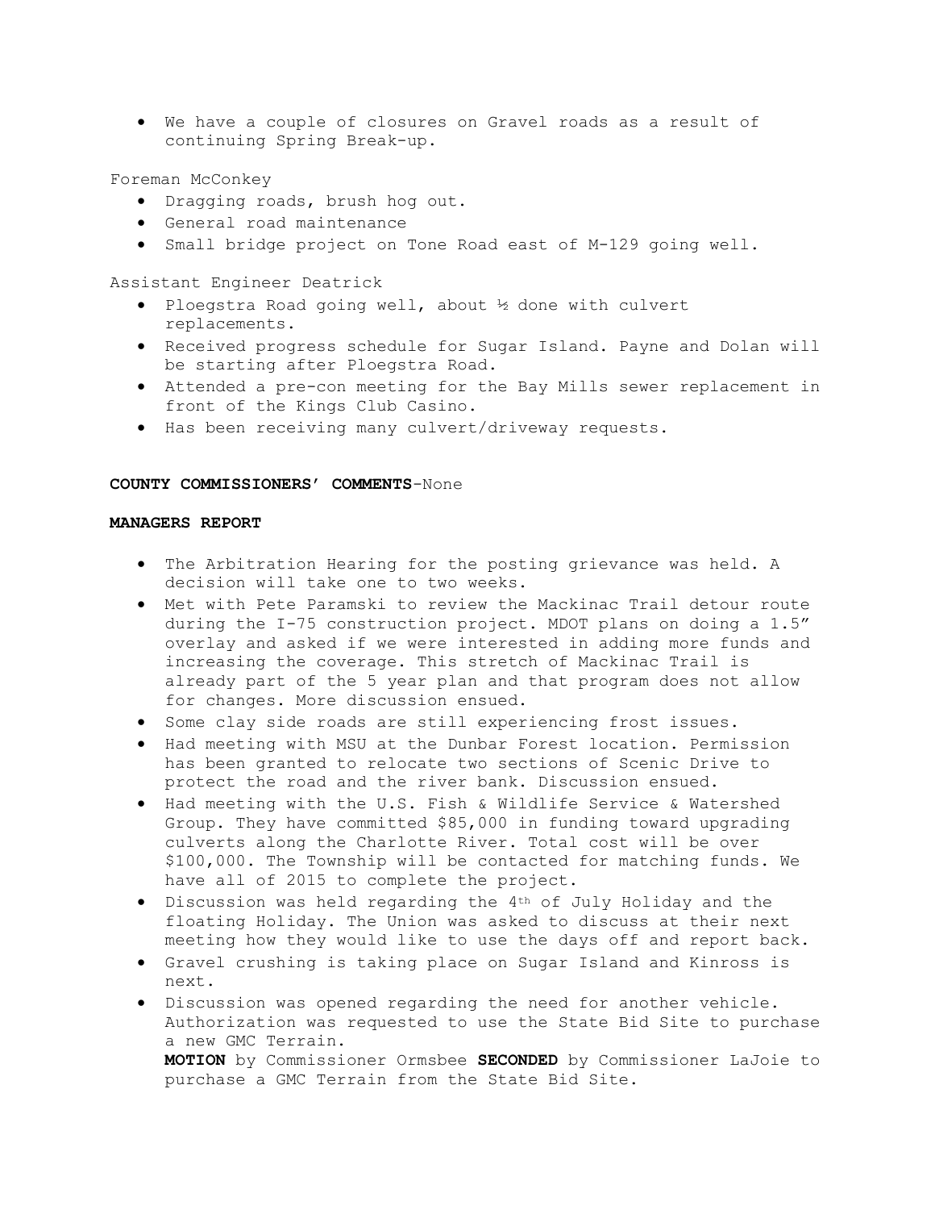- We have a couple of closures on Gravel roads as a result of continuing Spring Break-up.

Foreman McConkey

- Dragging roads, brush hog out.
- General road maintenance
- Small bridge project on Tone Road east of M-129 going well.

Assistant Engineer Deatrick

- Ploegstra Road going well, about ½ done with culvert replacements.
- Received progress schedule for Sugar Island. Payne and Dolan will be starting after Ploegstra Road.
- Attended a pre-con meeting for the Bay Mills sewer replacement in front of the Kings Club Casino.
- Has been receiving many culvert/driveway requests.

**COUNTY COMMISSIONERS' COMMENTS**-None

**MANAGERS REPORT**

- The Arbitration Hearing for the posting grievance was held. A decision will take one to two weeks.
- Met with Pete Paramski to review the Mackinac Trail detour route during the I-75 construction project. MDOT plans on doing a 1.5" overlay and asked if we were interested in adding more funds and increasing the coverage. This stretch of Mackinac Trail is already part of the 5 year plan and that program does not allow for changes. More discussion ensued.
- Some clay side roads are still experiencing frost issues.
- Had meeting with MSU at the Dunbar Forest location. Permission has been granted to relocate two sections of Scenic Drive to protect the road and the river bank. Discussion ensued.
- Had meeting with the U.S. Fish & Wildlife Service & Watershed Group. They have committed $85,000 in funding toward upgrading culverts along the Charlotte River. Total cost will be over $100,000. The Township will be contacted for matching funds. We have all of 2015 to complete the project.
- Discussion was held regarding the 4th of July Holiday and the floating Holiday. The Union was asked to discuss at their next meeting how they would like to use the days off and report back.
- Gravel crushing is taking place on Sugar Island and Kinross is next.
- Discussion was opened regarding the need for another vehicle. Authorization was requested to use the State Bid Site to purchase a new GMC Terrain.
  **MOTION** by Commissioner Ormsbee **SECONDED** by Commissioner LaJoie to purchase a GMC Terrain from the State Bid Site.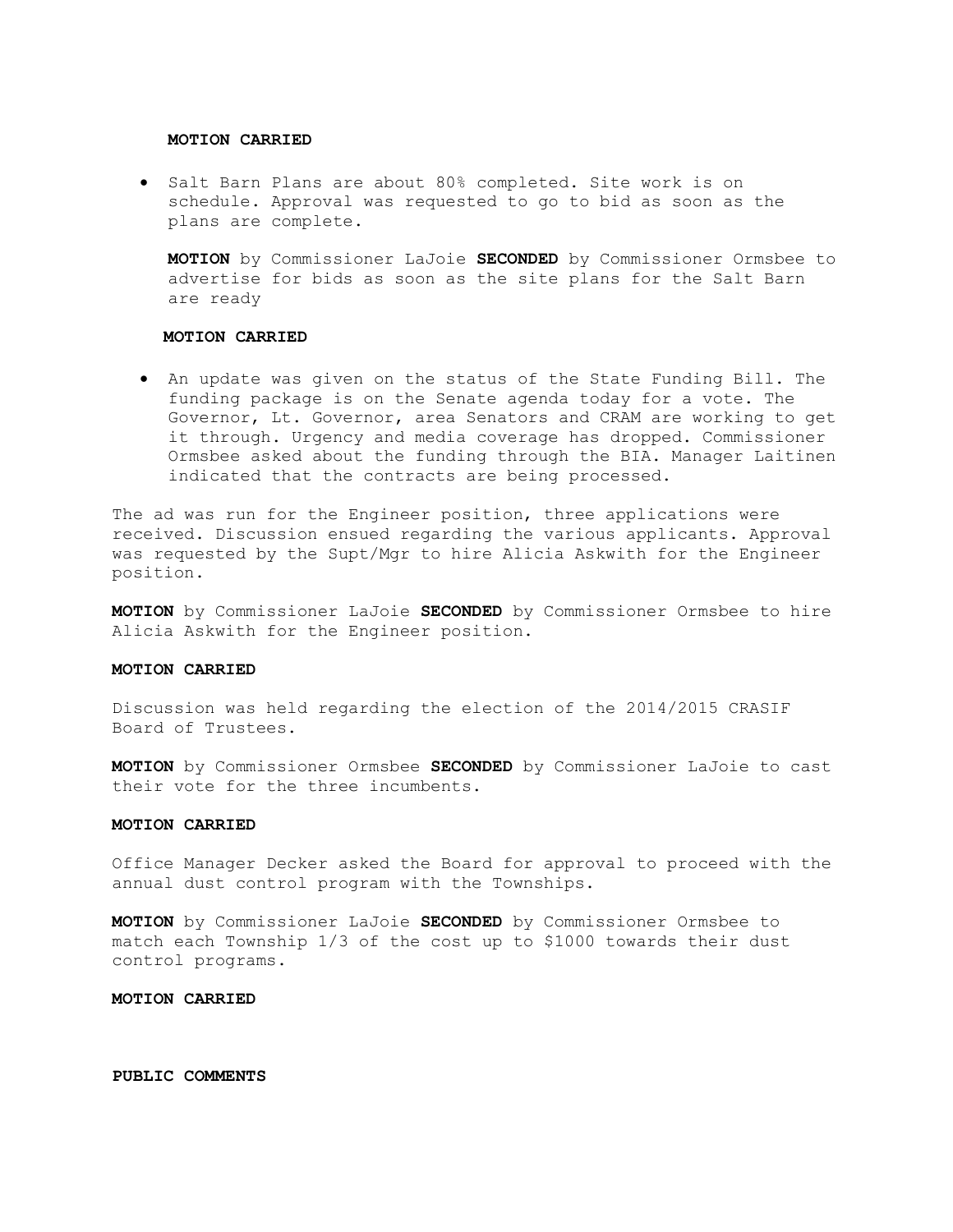**MOTION CARRIED**

- Salt Barn Plans are about 80% completed. Site work is on schedule. Approval was requested to go to bid as soon as the plans are complete.

  **MOTION** by Commissioner LaJoie **SECONDED** by Commissioner Ormsbee to advertise for bids as soon as the site plans for the Salt Barn are ready

  **MOTION CARRIED**

- An update was given on the status of the State Funding Bill. The funding package is on the Senate agenda today for a vote. The Governor, Lt. Governor, area Senators and CRAM are working to get it through. Urgency and media coverage has dropped. Commissioner Ormsbee asked about the funding through the BIA. Manager Laitinen indicated that the contracts are being processed.

The ad was run for the Engineer position, three applications were received. Discussion ensued regarding the various applicants. Approval was requested by the Supt/Mgr to hire Alicia Askwith for the Engineer position.

**MOTION** by Commissioner LaJoie **SECONDED** by Commissioner Ormsbee to hire Alicia Askwith for the Engineer position.

**MOTION CARRIED**

Discussion was held regarding the election of the 2014/2015 CRASIF Board of Trustees.

**MOTION** by Commissioner Ormsbee **SECONDED** by Commissioner LaJoie to cast their vote for the three incumbents.

**MOTION CARRIED**

Office Manager Decker asked the Board for approval to proceed with the annual dust control program with the Townships.

**MOTION** by Commissioner LaJoie **SECONDED** by Commissioner Ormsbee to match each Township 1/3 of the cost up to $1000 towards their dust control programs.

**MOTION CARRIED**

**PUBLIC COMMENTS**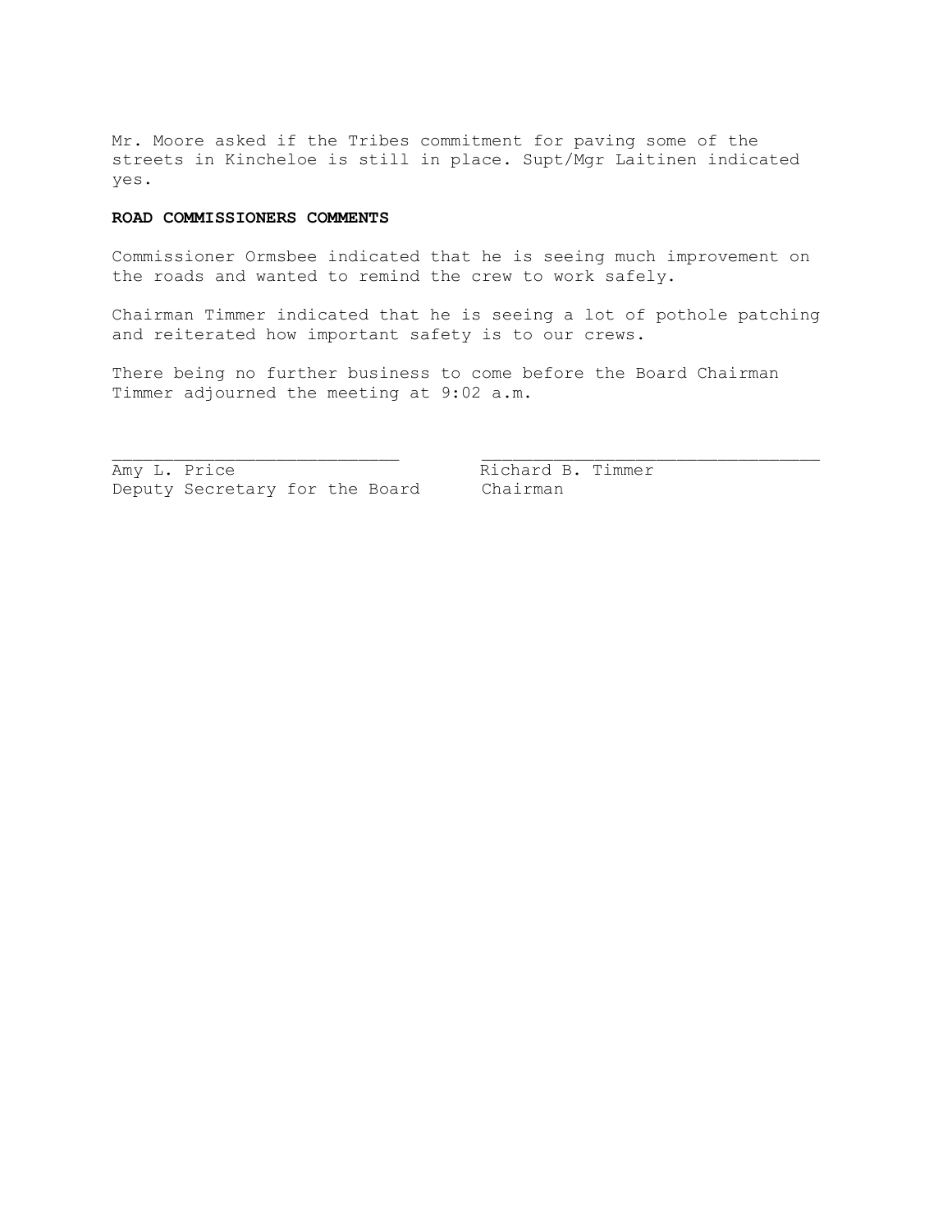Mr. Moore asked if the Tribes commitment for paving some of the streets in Kincheloe is still in place. Supt/Mgr Laitinen indicated yes.

**ROAD COMMISSIONERS COMMENTS**

Commissioner Ormsbee indicated that he is seeing much improvement on the roads and wanted to remind the crew to work safely.

Chairman Timmer indicated that he is seeing a lot of pothole patching and reiterated how important safety is to our crews.

There being no further business to come before the Board Chairman Timmer adjourned the meeting at 9:02 a.m.

| | |
|---|---|
| ____________________________ | _________________________________ |
| Amy L. Price | Richard B. Timmer |
| Deputy Secretary for the Board | Chairman |